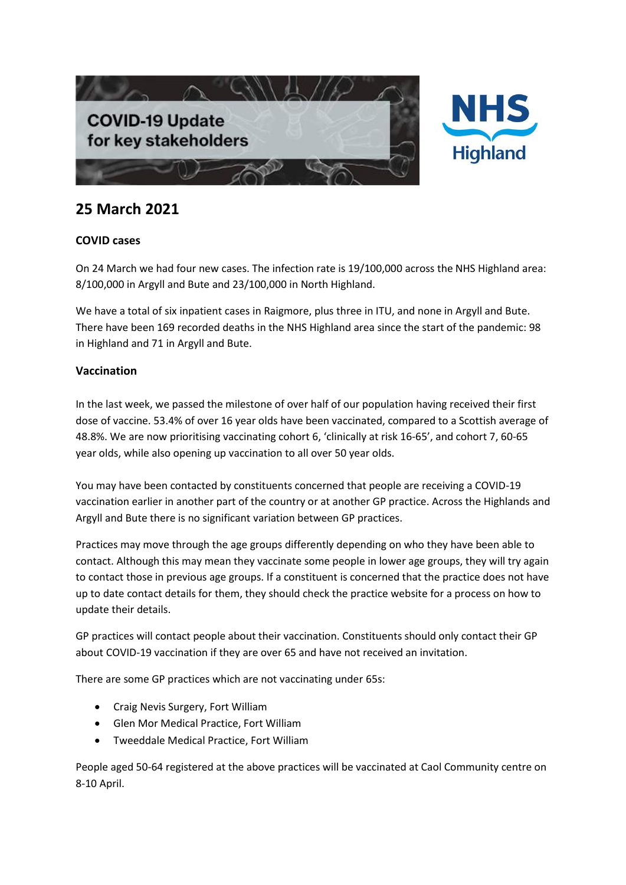COVID-19 Update for key stakeholders

NHS Highland

# 25 March 2021

### COVID cases

On 24 March we had four new cases. The infection rate is 19/100,000 across the NHS Highland area: 8/100,000 in Argyll and Bute and 23/100,000 in North Highland.

We have a total of six inpatient cases in Raigmore, plus three in ITU, and none in Argyll and Bute. There have been 169 recorded deaths in the NHS Highland area since the start of the pandemic: 98 in Highland and 71 in Argyll and Bute.

### Vaccination

In the last week, we passed the milestone of over half of our population having received their first dose of vaccine. 53.4% of over 16 year olds have been vaccinated, compared to a Scottish average of 48.8%. We are now prioritising vaccinating cohort 6, 'clinically at risk 16-65', and cohort 7, 60-65 year olds, while also opening up vaccination to all over 50 year olds.

You may have been contacted by constituents concerned that people are receiving a COVID-19 vaccination earlier in another part of the country or at another GP practice. Across the Highlands and Argyll and Bute there is no significant variation between GP practices.

Practices may move through the age groups differently depending on who they have been able to contact. Although this may mean they vaccinate some people in lower age groups, they will try again to contact those in previous age groups. If a constituent is concerned that the practice does not have up to date contact details for them, they should check the practice website for a process on how to update their details.

GP practices will contact people about their vaccination. Constituents should only contact their GP about COVID-19 vaccination if they are over 65 and have not received an invitation.

There are some GP practices which are not vaccinating under 65s:

- Craig Nevis Surgery, Fort William
- Glen Mor Medical Practice, Fort William
- Tweeddale Medical Practice, Fort William

People aged 50-64 registered at the above practices will be vaccinated at Caol Community centre on 8-10 April.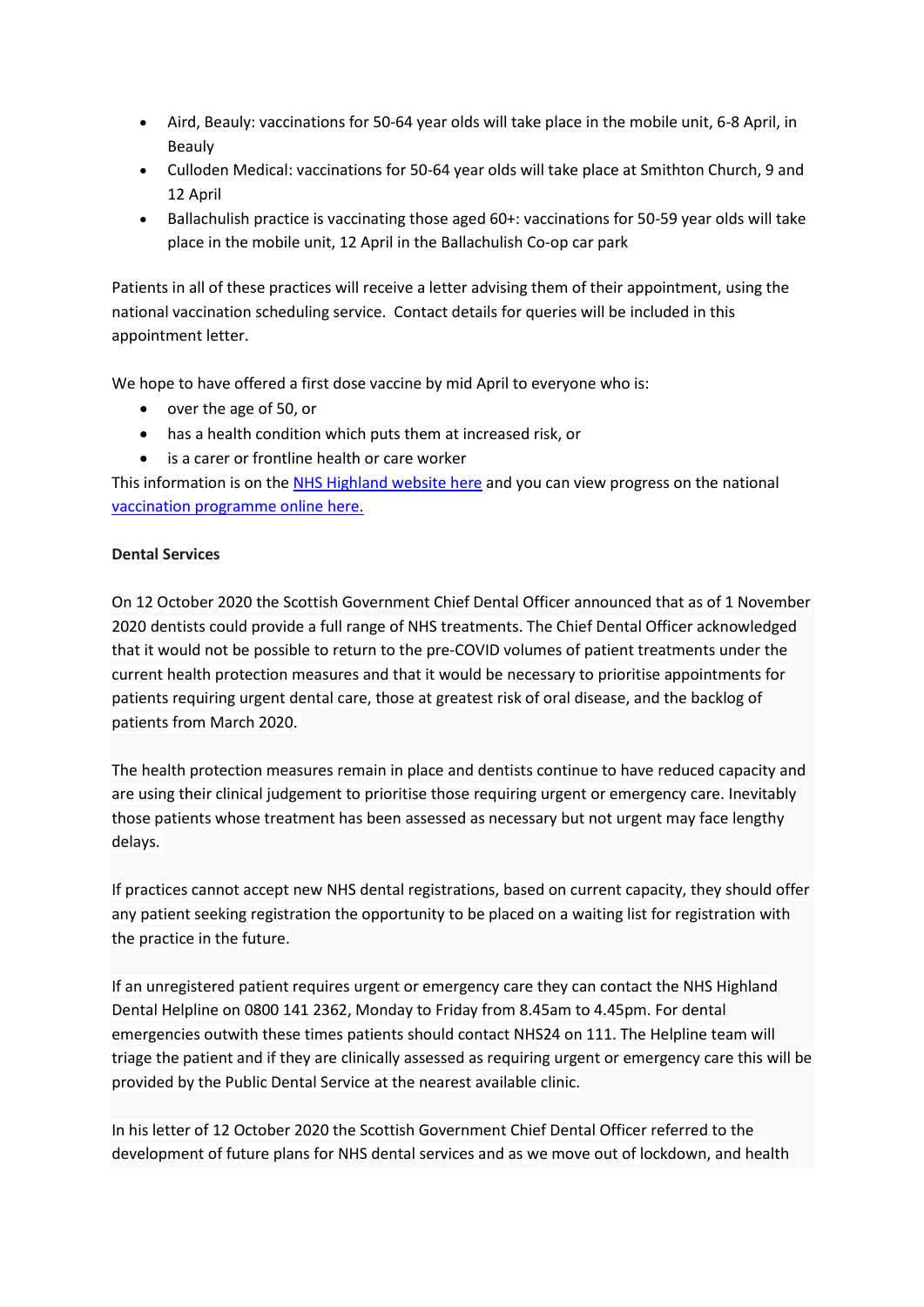- Aird, Beauly: vaccinations for 50-64 year olds will take place in the mobile unit, 6-8 April, in Beauly
- Culloden Medical: vaccinations for 50-64 year olds will take place at Smithton Church, 9 and 12 April
- Ballachulish practice is vaccinating those aged 60+: vaccinations for 50-59 year olds will take place in the mobile unit, 12 April in the Ballachulish Co-op car park

Patients in all of these practices will receive a letter advising them of their appointment, using the national vaccination scheduling service. Contact details for queries will be included in this appointment letter.

We hope to have offered a first dose vaccine by mid April to everyone who is:

- over the age of 50, or
- has a health condition which puts them at increased risk, or
- is a carer or frontline health or care worker

This information is on the [NHS Highland website here](#) and you can view progress on the national [vaccination programme online here.](#)

**Dental Services**

On 12 October 2020 the Scottish Government Chief Dental Officer announced that as of 1 November 2020 dentists could provide a full range of NHS treatments. The Chief Dental Officer acknowledged that it would not be possible to return to the pre-COVID volumes of patient treatments under the current health protection measures and that it would be necessary to prioritise appointments for patients requiring urgent dental care, those at greatest risk of oral disease, and the backlog of patients from March 2020.

The health protection measures remain in place and dentists continue to have reduced capacity and are using their clinical judgement to prioritise those requiring urgent or emergency care. Inevitably those patients whose treatment has been assessed as necessary but not urgent may face lengthy delays.

If practices cannot accept new NHS dental registrations, based on current capacity, they should offer any patient seeking registration the opportunity to be placed on a waiting list for registration with the practice in the future.

If an unregistered patient requires urgent or emergency care they can contact the NHS Highland Dental Helpline on 0800 141 2362, Monday to Friday from 8.45am to 4.45pm. For dental emergencies outwith these times patients should contact NHS24 on 111. The Helpline team will triage the patient and if they are clinically assessed as requiring urgent or emergency care this will be provided by the Public Dental Service at the nearest available clinic.

In his letter of 12 October 2020 the Scottish Government Chief Dental Officer referred to the development of future plans for NHS dental services and as we move out of lockdown, and health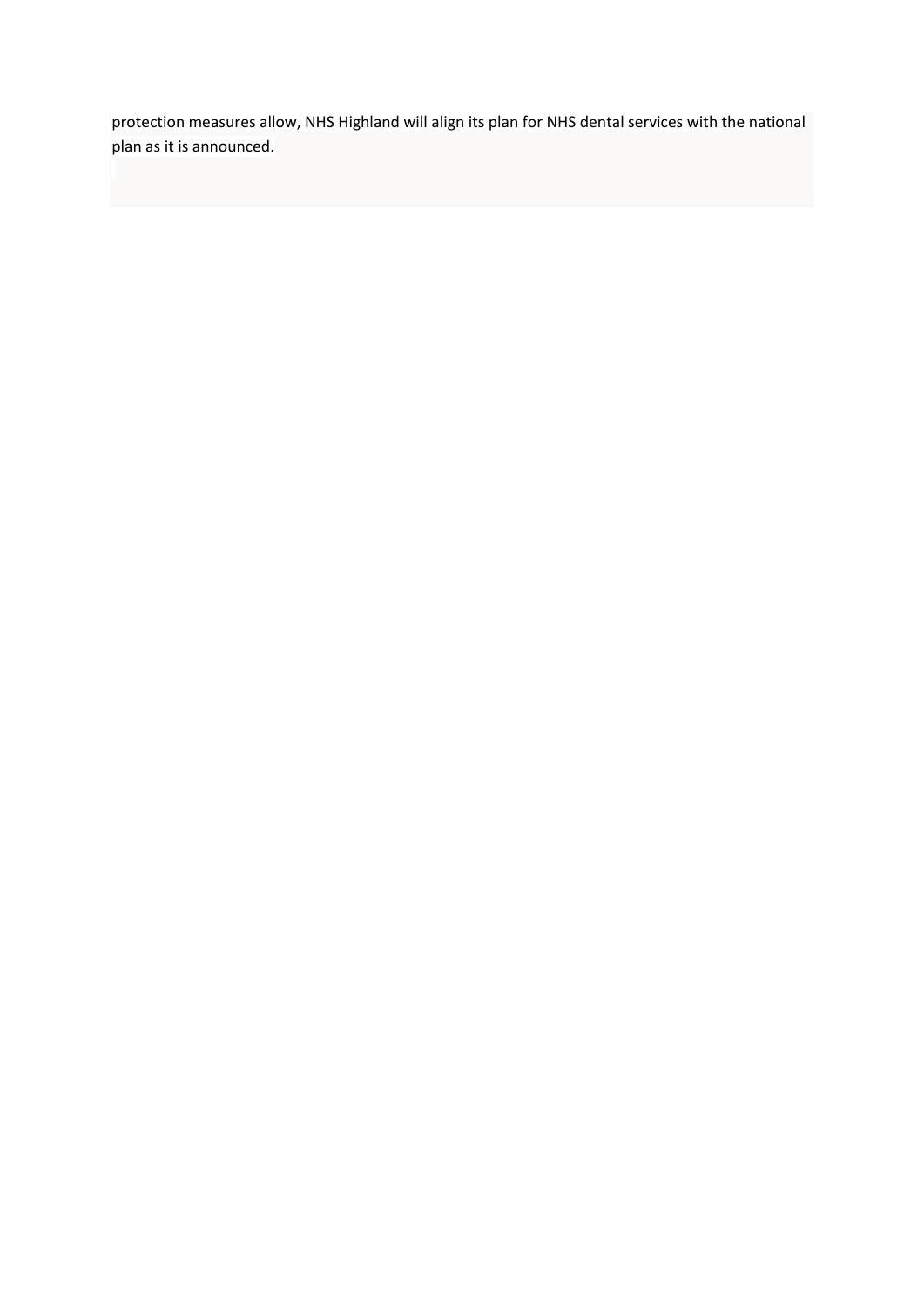protection measures allow, NHS Highland will align its plan for NHS dental services with the national plan as it is announced.